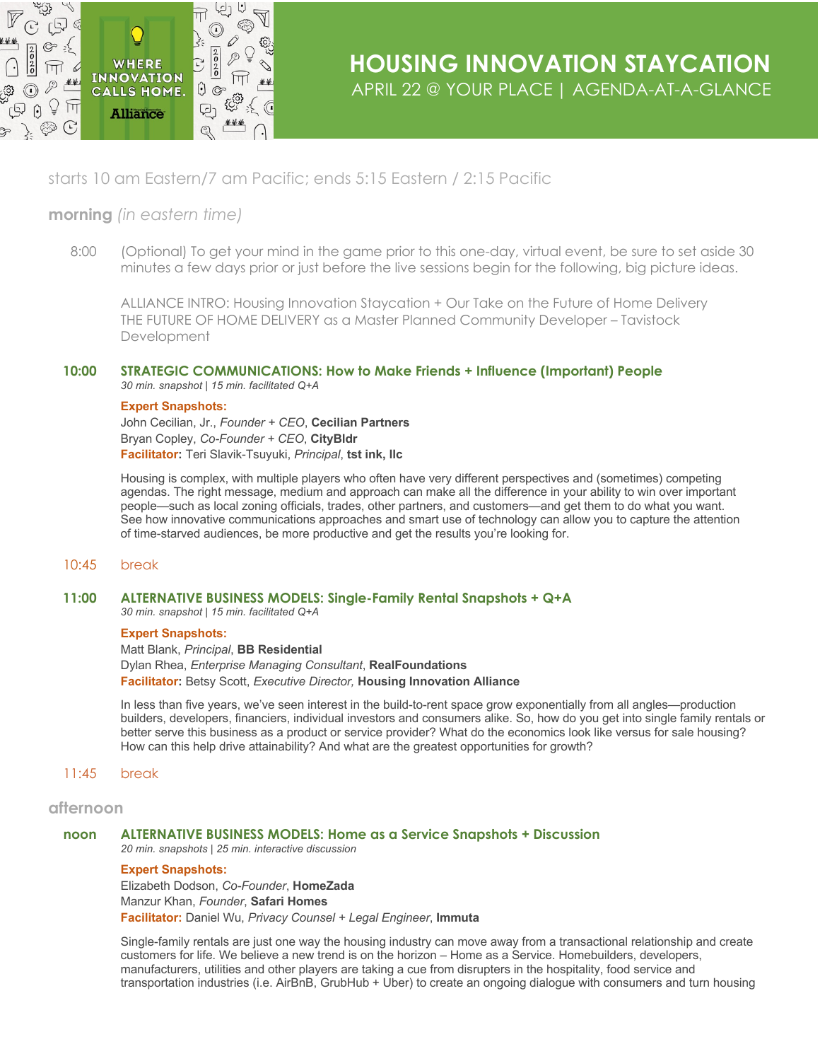# HOUSING INNOVATION STAYCATION

APRIL 22 @ YOUR PLACE | AGENDA-AT-A-GLANCE

WHERE INNOVATION CALLS HOME.

starts 10 am Eastern/7 am Pacific; ends 5:15 Eastern / 2:15 Pacific

## morning *(in eastern time)*

8:00 (Optional) To get your mind in the game prior to this one-day, virtual event, be sure to set aside 30 minutes a few days prior or just before the live sessions begin for the following, big picture ideas.

ALLIANCE INTRO: Housing Innovation Staycation + Our Take on the Future of Home Delivery
THE FUTURE OF HOME DELIVERY as a Master Planned Community Developer – Tavistock Development

### 10:00 STRATEGIC COMMUNICATIONS: How to Make Friends + Influence (Important) People

*30 min. snapshot | 15 min. facilitated Q+A*

**Expert Snapshots:**
John Cecilian, Jr., *Founder + CEO*, **Cecilian Partners**
Bryan Copley, *Co-Founder + CEO*, **CityBldr**
**Facilitator:** Teri Slavik-Tsuyuki, *Principal*, **tst ink, llc**

Housing is complex, with multiple players who often have very different perspectives and (sometimes) competing agendas. The right message, medium and approach can make all the difference in your ability to win over important people—such as local zoning officials, trades, other partners, and customers—and get them to do what you want. See how innovative communications approaches and smart use of technology can allow you to capture the attention of time-starved audiences, be more productive and get the results you're looking for.

10:45 break

### 11:00 ALTERNATIVE BUSINESS MODELS: Single-Family Rental Snapshots + Q+A

*30 min. snapshot | 15 min. facilitated Q+A*

**Expert Snapshots:**
Matt Blank, *Principal*, **BB Residential**
Dylan Rhea, *Enterprise Managing Consultant*, **RealFoundations**
**Facilitator:** Betsy Scott, *Executive Director,* **Housing Innovation Alliance**

In less than five years, we've seen interest in the build-to-rent space grow exponentially from all angles—production builders, developers, financiers, individual investors and consumers alike. So, how do you get into single family rentals or better serve this business as a product or service provider? What do the economics look like versus for sale housing? How can this help drive attainability? And what are the greatest opportunities for growth?

11:45 break

## afternoon

### noon ALTERNATIVE BUSINESS MODELS: Home as a Service Snapshots + Discussion

*20 min. snapshots | 25 min. interactive discussion*

**Expert Snapshots:**
Elizabeth Dodson, *Co-Founder*, **HomeZada**
Manzur Khan, *Founder*, **Safari Homes**
**Facilitator:** Daniel Wu, *Privacy Counsel + Legal Engineer*, **Immuta**

Single-family rentals are just one way the housing industry can move away from a transactional relationship and create customers for life. We believe a new trend is on the horizon – Home as a Service. Homebuilders, developers, manufacturers, utilities and other players are taking a cue from disrupters in the hospitality, food service and transportation industries (i.e. AirBnB, GrubHub + Uber) to create an ongoing dialogue with consumers and turn housing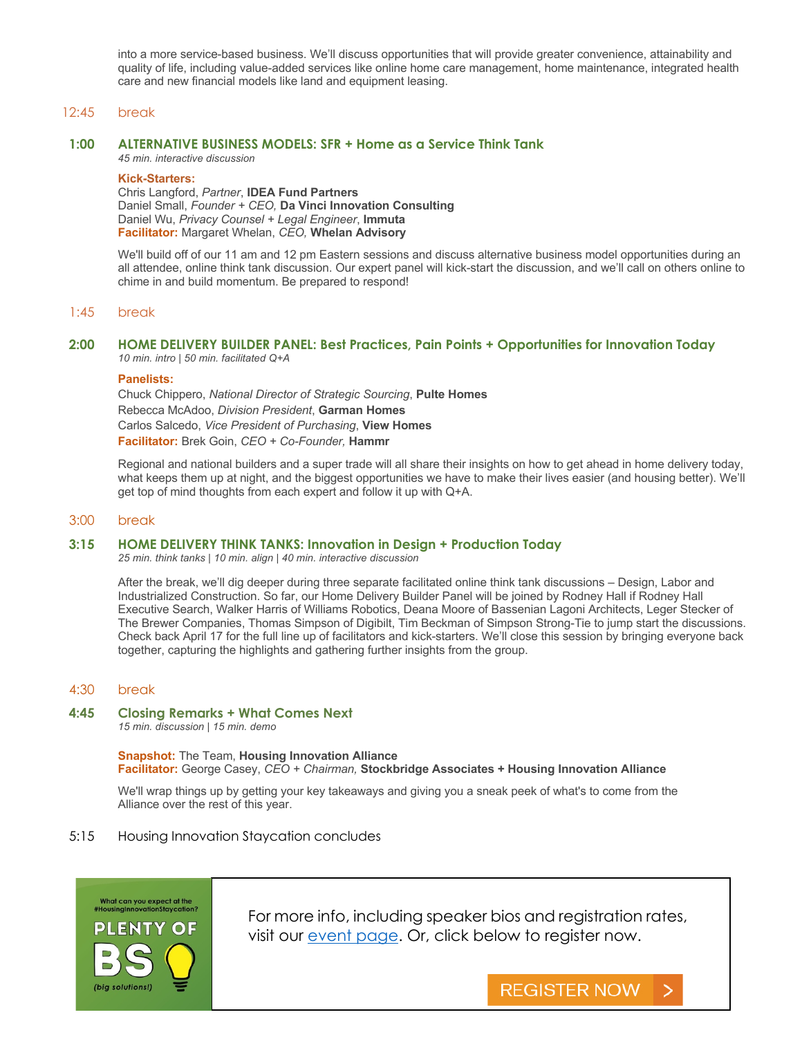into a more service-based business. We'll discuss opportunities that will provide greater convenience, attainability and quality of life, including value-added services like online home care management, home maintenance, integrated health care and new financial models like land and equipment leasing.

12:45 break

**1:00** **ALTERNATIVE BUSINESS MODELS: SFR + Home as a Service Think Tank**
*45 min. interactive discussion*

**Kick-Starters:**
Chris Langford, *Partner*, **IDEA Fund Partners**
Daniel Small, *Founder + CEO,* **Da Vinci Innovation Consulting**
Daniel Wu, *Privacy Counsel + Legal Engineer*, **Immuta**
**Facilitator:** Margaret Whelan, *CEO,* **Whelan Advisory**

We'll build off of our 11 am and 12 pm Eastern sessions and discuss alternative business model opportunities during an all attendee, online think tank discussion. Our expert panel will kick-start the discussion, and we'll call on others online to chime in and build momentum. Be prepared to respond!

1:45 break

**2:00** **HOME DELIVERY BUILDER PANEL: Best Practices, Pain Points + Opportunities for Innovation Today**
*10 min. intro | 50 min. facilitated Q+A*

**Panelists:**
Chuck Chippero, *National Director of Strategic Sourcing*, **Pulte Homes**
Rebecca McAdoo, *Division President*, **Garman Homes**
Carlos Salcedo, *Vice President of Purchasing*, **View Homes**
**Facilitator:** Brek Goin, *CEO + Co-Founder,* **Hammr**

Regional and national builders and a super trade will all share their insights on how to get ahead in home delivery today, what keeps them up at night, and the biggest opportunities we have to make their lives easier (and housing better). We'll get top of mind thoughts from each expert and follow it up with Q+A.

3:00 break

**3:15** **HOME DELIVERY THINK TANKS: Innovation in Design + Production Today**
*25 min. think tanks | 10 min. align | 40 min. interactive discussion*

After the break, we'll dig deeper during three separate facilitated online think tank discussions – Design, Labor and Industrialized Construction. So far, our Home Delivery Builder Panel will be joined by Rodney Hall if Rodney Hall Executive Search, Walker Harris of Williams Robotics, Deana Moore of Bassenian Lagoni Architects, Leger Stecker of The Brewer Companies, Thomas Simpson of Digibilt, Tim Beckman of Simpson Strong-Tie to jump start the discussions. Check back April 17 for the full line up of facilitators and kick-starters. We'll close this session by bringing everyone back together, capturing the highlights and gathering further insights from the group.

4:30 break

**4:45** **Closing Remarks + What Comes Next**
*15 min. discussion | 15 min. demo*

**Snapshot:** The Team, **Housing Innovation Alliance**
**Facilitator:** George Casey, *CEO + Chairman,* **Stockbridge Associates + Housing Innovation Alliance**

We'll wrap things up by getting your key takeaways and giving you a sneak peek of what's to come from the Alliance over the rest of this year.

5:15 Housing Innovation Staycation concludes

What can you expect at the #HousingInnovationStaycation?
PLENTY OF BS
(big solutions!)

For more info, including speaker bios and registration rates, visit our [event page](). Or, click below to register now.

REGISTER NOW >